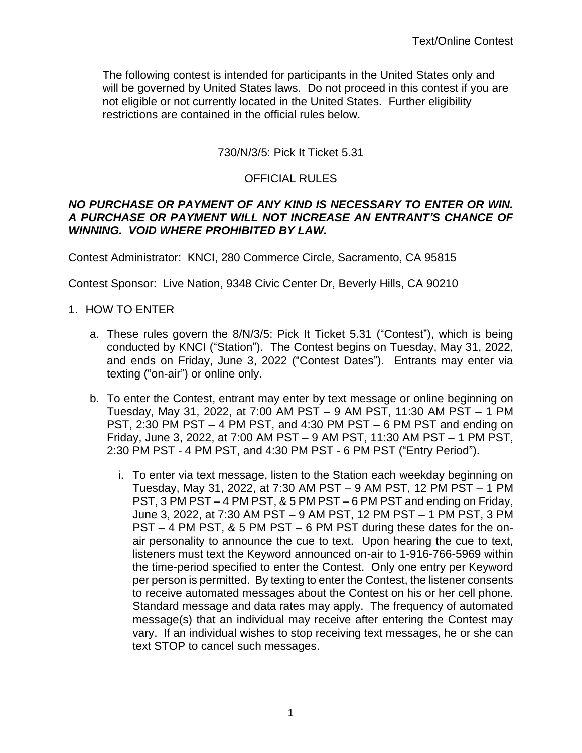The following contest is intended for participants in the United States only and will be governed by United States laws. Do not proceed in this contest if you are not eligible or not currently located in the United States. Further eligibility restrictions are contained in the official rules below.

730/N/3/5: Pick It Ticket 5.31

OFFICIAL RULES

***NO PURCHASE OR PAYMENT OF ANY KIND IS NECESSARY TO ENTER OR WIN. A PURCHASE OR PAYMENT WILL NOT INCREASE AN ENTRANT'S CHANCE OF WINNING. VOID WHERE PROHIBITED BY LAW.***

Contest Administrator: KNCI, 280 Commerce Circle, Sacramento, CA 95815

Contest Sponsor: Live Nation, 9348 Civic Center Dr, Beverly Hills, CA 90210

1. HOW TO ENTER

   a. These rules govern the 8/N/3/5: Pick It Ticket 5.31 ("Contest"), which is being conducted by KNCI ("Station"). The Contest begins on Tuesday, May 31, 2022, and ends on Friday, June 3, 2022 ("Contest Dates"). Entrants may enter via texting ("on-air") or online only.

   b. To enter the Contest, entrant may enter by text message or online beginning on Tuesday, May 31, 2022, at 7:00 AM PST – 9 AM PST, 11:30 AM PST – 1 PM PST, 2:30 PM PST – 4 PM PST, and 4:30 PM PST – 6 PM PST and ending on Friday, June 3, 2022, at 7:00 AM PST – 9 AM PST, 11:30 AM PST – 1 PM PST, 2:30 PM PST - 4 PM PST, and 4:30 PM PST - 6 PM PST ("Entry Period").

      i. To enter via text message, listen to the Station each weekday beginning on Tuesday, May 31, 2022, at 7:30 AM PST – 9 AM PST, 12 PM PST – 1 PM PST, 3 PM PST – 4 PM PST, & 5 PM PST – 6 PM PST and ending on Friday, June 3, 2022, at 7:30 AM PST – 9 AM PST, 12 PM PST – 1 PM PST, 3 PM PST – 4 PM PST, & 5 PM PST – 6 PM PST during these dates for the on-air personality to announce the cue to text. Upon hearing the cue to text, listeners must text the Keyword announced on-air to 1-916-766-5969 within the time-period specified to enter the Contest. Only one entry per Keyword per person is permitted. By texting to enter the Contest, the listener consents to receive automated messages about the Contest on his or her cell phone. Standard message and data rates may apply. The frequency of automated message(s) that an individual may receive after entering the Contest may vary. If an individual wishes to stop receiving text messages, he or she can text STOP to cancel such messages.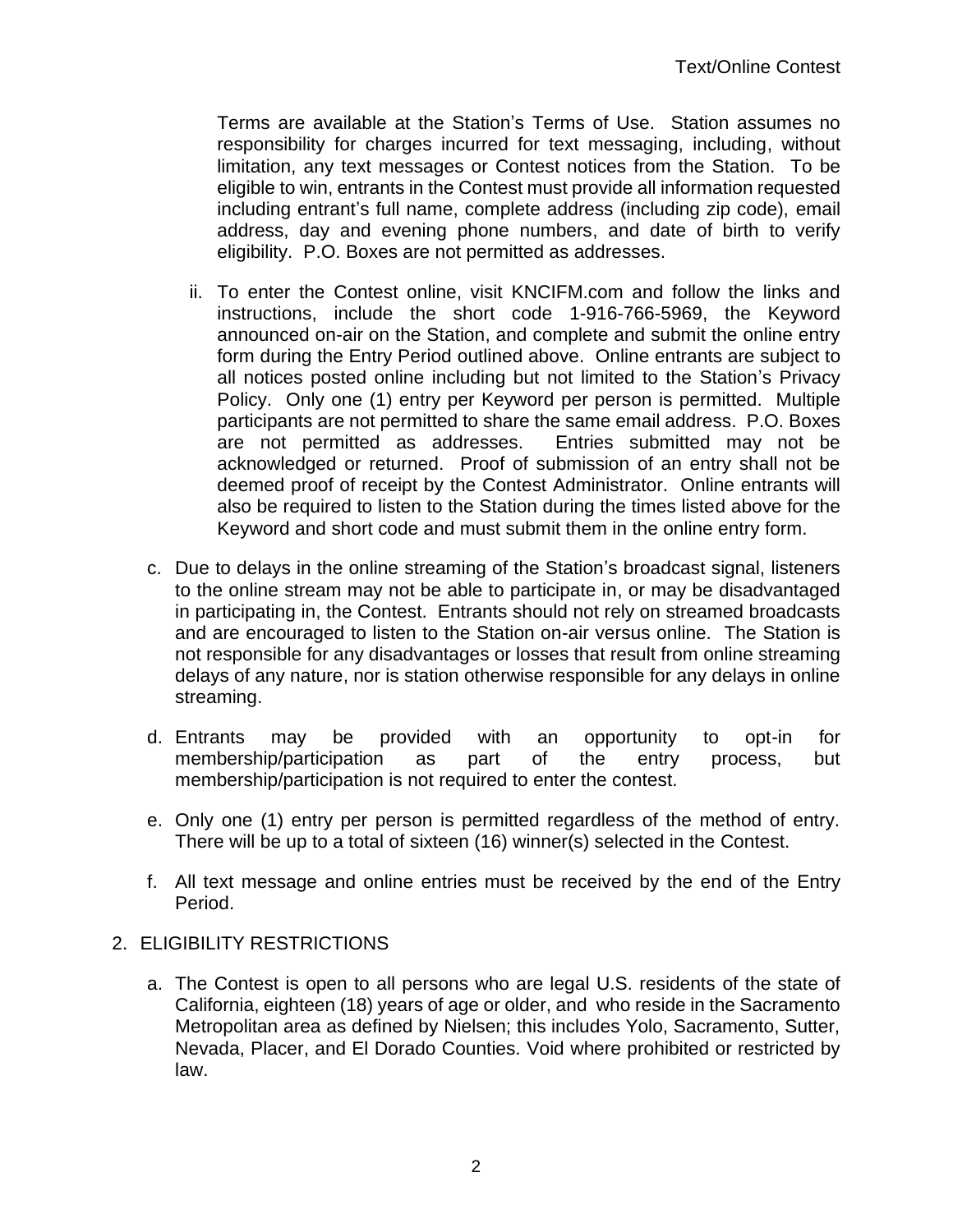Terms are available at the Station's Terms of Use. Station assumes no responsibility for charges incurred for text messaging, including, without limitation, any text messages or Contest notices from the Station. To be eligible to win, entrants in the Contest must provide all information requested including entrant's full name, complete address (including zip code), email address, day and evening phone numbers, and date of birth to verify eligibility. P.O. Boxes are not permitted as addresses.

ii. To enter the Contest online, visit KNCIFM.com and follow the links and instructions, include the short code 1-916-766-5969, the Keyword announced on-air on the Station, and complete and submit the online entry form during the Entry Period outlined above. Online entrants are subject to all notices posted online including but not limited to the Station's Privacy Policy. Only one (1) entry per Keyword per person is permitted. Multiple participants are not permitted to share the same email address. P.O. Boxes are not permitted as addresses. Entries submitted may not be acknowledged or returned. Proof of submission of an entry shall not be deemed proof of receipt by the Contest Administrator. Online entrants will also be required to listen to the Station during the times listed above for the Keyword and short code and must submit them in the online entry form.

c. Due to delays in the online streaming of the Station's broadcast signal, listeners to the online stream may not be able to participate in, or may be disadvantaged in participating in, the Contest. Entrants should not rely on streamed broadcasts and are encouraged to listen to the Station on-air versus online. The Station is not responsible for any disadvantages or losses that result from online streaming delays of any nature, nor is station otherwise responsible for any delays in online streaming.

d. Entrants may be provided with an opportunity to opt-in for membership/participation as part of the entry process, but membership/participation is not required to enter the contest.

e. Only one (1) entry per person is permitted regardless of the method of entry. There will be up to a total of sixteen (16) winner(s) selected in the Contest.

f. All text message and online entries must be received by the end of the Entry Period.

2. ELIGIBILITY RESTRICTIONS

a. The Contest is open to all persons who are legal U.S. residents of the state of California, eighteen (18) years of age or older, and who reside in the Sacramento Metropolitan area as defined by Nielsen; this includes Yolo, Sacramento, Sutter, Nevada, Placer, and El Dorado Counties. Void where prohibited or restricted by law.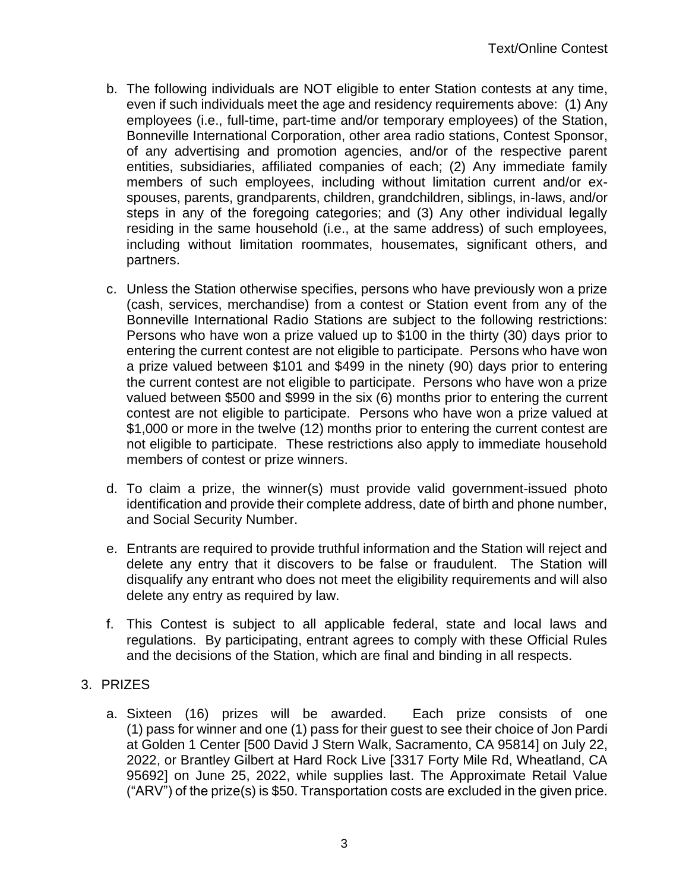b. The following individuals are NOT eligible to enter Station contests at any time, even if such individuals meet the age and residency requirements above: (1) Any employees (i.e., full-time, part-time and/or temporary employees) of the Station, Bonneville International Corporation, other area radio stations, Contest Sponsor, of any advertising and promotion agencies, and/or of the respective parent entities, subsidiaries, affiliated companies of each; (2) Any immediate family members of such employees, including without limitation current and/or ex-spouses, parents, grandparents, children, grandchildren, siblings, in-laws, and/or steps in any of the foregoing categories; and (3) Any other individual legally residing in the same household (i.e., at the same address) of such employees, including without limitation roommates, housemates, significant others, and partners.

c. Unless the Station otherwise specifies, persons who have previously won a prize (cash, services, merchandise) from a contest or Station event from any of the Bonneville International Radio Stations are subject to the following restrictions: Persons who have won a prize valued up to $100 in the thirty (30) days prior to entering the current contest are not eligible to participate. Persons who have won a prize valued between $101 and $499 in the ninety (90) days prior to entering the current contest are not eligible to participate. Persons who have won a prize valued between $500 and $999 in the six (6) months prior to entering the current contest are not eligible to participate. Persons who have won a prize valued at $1,000 or more in the twelve (12) months prior to entering the current contest are not eligible to participate. These restrictions also apply to immediate household members of contest or prize winners.

d. To claim a prize, the winner(s) must provide valid government-issued photo identification and provide their complete address, date of birth and phone number, and Social Security Number.

e. Entrants are required to provide truthful information and the Station will reject and delete any entry that it discovers to be false or fraudulent. The Station will disqualify any entrant who does not meet the eligibility requirements and will also delete any entry as required by law.

f. This Contest is subject to all applicable federal, state and local laws and regulations. By participating, entrant agrees to comply with these Official Rules and the decisions of the Station, which are final and binding in all respects.

3. PRIZES

a. Sixteen (16) prizes will be awarded. Each prize consists of one (1) pass for winner and one (1) pass for their guest to see their choice of Jon Pardi at Golden 1 Center [500 David J Stern Walk, Sacramento, CA 95814] on July 22, 2022, or Brantley Gilbert at Hard Rock Live [3317 Forty Mile Rd, Wheatland, CA 95692] on June 25, 2022, while supplies last. The Approximate Retail Value ("ARV") of the prize(s) is $50. Transportation costs are excluded in the given price.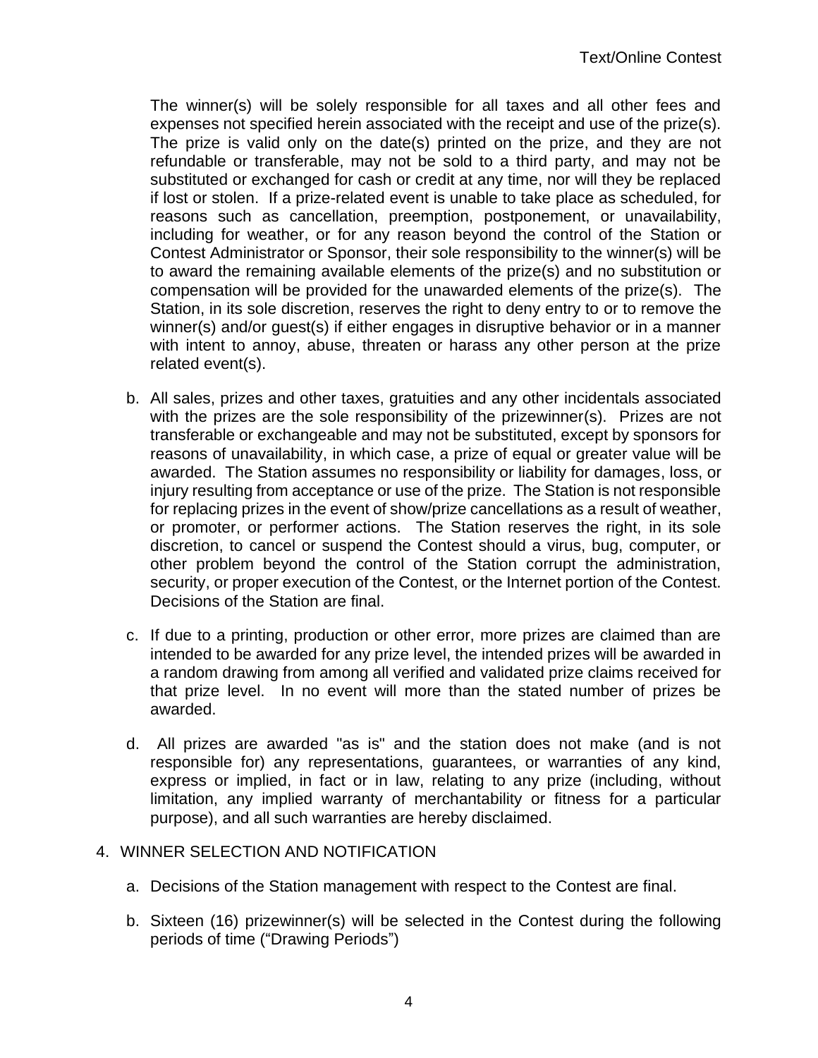The winner(s) will be solely responsible for all taxes and all other fees and expenses not specified herein associated with the receipt and use of the prize(s). The prize is valid only on the date(s) printed on the prize, and they are not refundable or transferable, may not be sold to a third party, and may not be substituted or exchanged for cash or credit at any time, nor will they be replaced if lost or stolen. If a prize-related event is unable to take place as scheduled, for reasons such as cancellation, preemption, postponement, or unavailability, including for weather, or for any reason beyond the control of the Station or Contest Administrator or Sponsor, their sole responsibility to the winner(s) will be to award the remaining available elements of the prize(s) and no substitution or compensation will be provided for the unawarded elements of the prize(s). The Station, in its sole discretion, reserves the right to deny entry to or to remove the winner(s) and/or guest(s) if either engages in disruptive behavior or in a manner with intent to annoy, abuse, threaten or harass any other person at the prize related event(s).

b. All sales, prizes and other taxes, gratuities and any other incidentals associated with the prizes are the sole responsibility of the prizewinner(s). Prizes are not transferable or exchangeable and may not be substituted, except by sponsors for reasons of unavailability, in which case, a prize of equal or greater value will be awarded. The Station assumes no responsibility or liability for damages, loss, or injury resulting from acceptance or use of the prize. The Station is not responsible for replacing prizes in the event of show/prize cancellations as a result of weather, or promoter, or performer actions. The Station reserves the right, in its sole discretion, to cancel or suspend the Contest should a virus, bug, computer, or other problem beyond the control of the Station corrupt the administration, security, or proper execution of the Contest, or the Internet portion of the Contest. Decisions of the Station are final.

c. If due to a printing, production or other error, more prizes are claimed than are intended to be awarded for any prize level, the intended prizes will be awarded in a random drawing from among all verified and validated prize claims received for that prize level. In no event will more than the stated number of prizes be awarded.

d. All prizes are awarded "as is" and the station does not make (and is not responsible for) any representations, guarantees, or warranties of any kind, express or implied, in fact or in law, relating to any prize (including, without limitation, any implied warranty of merchantability or fitness for a particular purpose), and all such warranties are hereby disclaimed.

4. WINNER SELECTION AND NOTIFICATION

   a. Decisions of the Station management with respect to the Contest are final.

   b. Sixteen (16) prizewinner(s) will be selected in the Contest during the following periods of time ("Drawing Periods")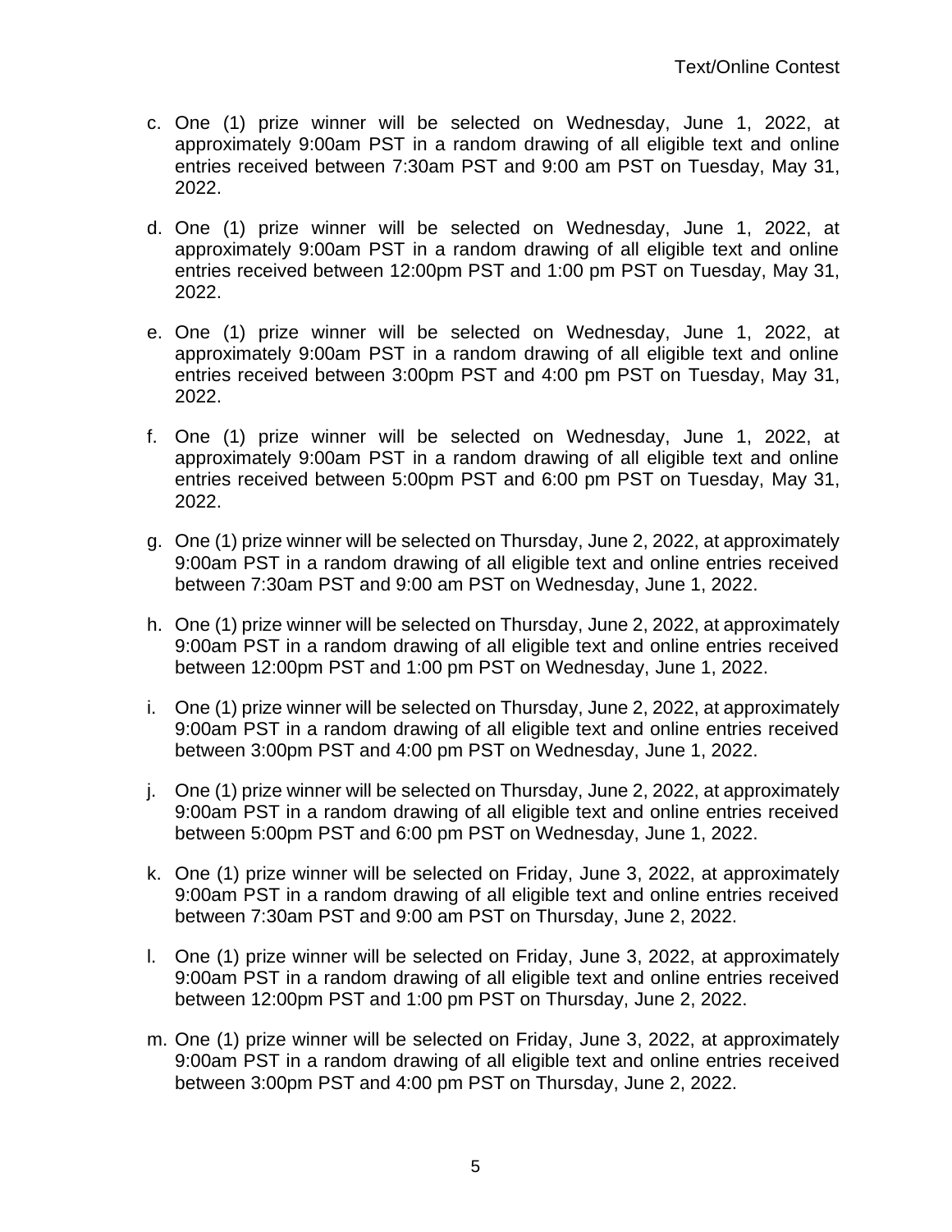c. One (1) prize winner will be selected on Wednesday, June 1, 2022, at approximately 9:00am PST in a random drawing of all eligible text and online entries received between 7:30am PST and 9:00 am PST on Tuesday, May 31, 2022.

d. One (1) prize winner will be selected on Wednesday, June 1, 2022, at approximately 9:00am PST in a random drawing of all eligible text and online entries received between 12:00pm PST and 1:00 pm PST on Tuesday, May 31, 2022.

e. One (1) prize winner will be selected on Wednesday, June 1, 2022, at approximately 9:00am PST in a random drawing of all eligible text and online entries received between 3:00pm PST and 4:00 pm PST on Tuesday, May 31, 2022.

f. One (1) prize winner will be selected on Wednesday, June 1, 2022, at approximately 9:00am PST in a random drawing of all eligible text and online entries received between 5:00pm PST and 6:00 pm PST on Tuesday, May 31, 2022.

g. One (1) prize winner will be selected on Thursday, June 2, 2022, at approximately 9:00am PST in a random drawing of all eligible text and online entries received between 7:30am PST and 9:00 am PST on Wednesday, June 1, 2022.

h. One (1) prize winner will be selected on Thursday, June 2, 2022, at approximately 9:00am PST in a random drawing of all eligible text and online entries received between 12:00pm PST and 1:00 pm PST on Wednesday, June 1, 2022.

i. One (1) prize winner will be selected on Thursday, June 2, 2022, at approximately 9:00am PST in a random drawing of all eligible text and online entries received between 3:00pm PST and 4:00 pm PST on Wednesday, June 1, 2022.

j. One (1) prize winner will be selected on Thursday, June 2, 2022, at approximately 9:00am PST in a random drawing of all eligible text and online entries received between 5:00pm PST and 6:00 pm PST on Wednesday, June 1, 2022.

k. One (1) prize winner will be selected on Friday, June 3, 2022, at approximately 9:00am PST in a random drawing of all eligible text and online entries received between 7:30am PST and 9:00 am PST on Thursday, June 2, 2022.

l. One (1) prize winner will be selected on Friday, June 3, 2022, at approximately 9:00am PST in a random drawing of all eligible text and online entries received between 12:00pm PST and 1:00 pm PST on Thursday, June 2, 2022.

m. One (1) prize winner will be selected on Friday, June 3, 2022, at approximately 9:00am PST in a random drawing of all eligible text and online entries received between 3:00pm PST and 4:00 pm PST on Thursday, June 2, 2022.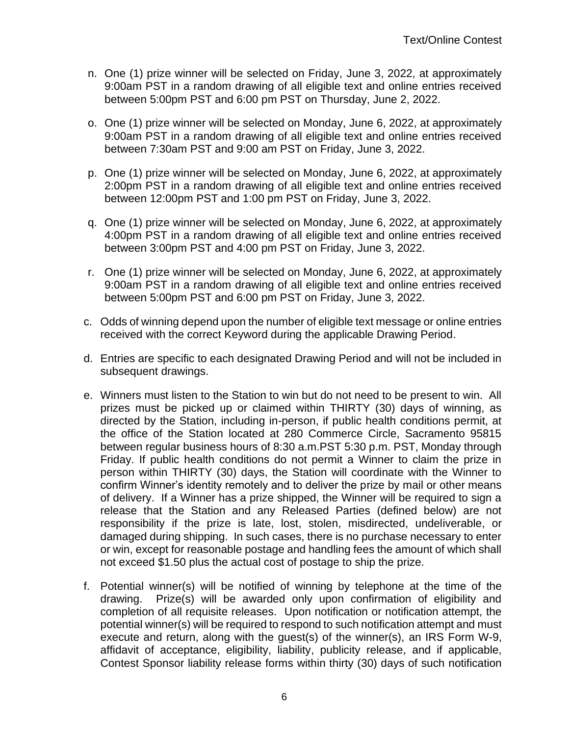n. One (1) prize winner will be selected on Friday, June 3, 2022, at approximately 9:00am PST in a random drawing of all eligible text and online entries received between 5:00pm PST and 6:00 pm PST on Thursday, June 2, 2022.

o. One (1) prize winner will be selected on Monday, June 6, 2022, at approximately 9:00am PST in a random drawing of all eligible text and online entries received between 7:30am PST and 9:00 am PST on Friday, June 3, 2022.

p. One (1) prize winner will be selected on Monday, June 6, 2022, at approximately 2:00pm PST in a random drawing of all eligible text and online entries received between 12:00pm PST and 1:00 pm PST on Friday, June 3, 2022.

q. One (1) prize winner will be selected on Monday, June 6, 2022, at approximately 4:00pm PST in a random drawing of all eligible text and online entries received between 3:00pm PST and 4:00 pm PST on Friday, June 3, 2022.

r. One (1) prize winner will be selected on Monday, June 6, 2022, at approximately 9:00am PST in a random drawing of all eligible text and online entries received between 5:00pm PST and 6:00 pm PST on Friday, June 3, 2022.

c. Odds of winning depend upon the number of eligible text message or online entries received with the correct Keyword during the applicable Drawing Period.

d. Entries are specific to each designated Drawing Period and will not be included in subsequent drawings.

e. Winners must listen to the Station to win but do not need to be present to win. All prizes must be picked up or claimed within THIRTY (30) days of winning, as directed by the Station, including in-person, if public health conditions permit, at the office of the Station located at 280 Commerce Circle, Sacramento 95815 between regular business hours of 8:30 a.m.PST 5:30 p.m. PST, Monday through Friday. If public health conditions do not permit a Winner to claim the prize in person within THIRTY (30) days, the Station will coordinate with the Winner to confirm Winner's identity remotely and to deliver the prize by mail or other means of delivery. If a Winner has a prize shipped, the Winner will be required to sign a release that the Station and any Released Parties (defined below) are not responsibility if the prize is late, lost, stolen, misdirected, undeliverable, or damaged during shipping. In such cases, there is no purchase necessary to enter or win, except for reasonable postage and handling fees the amount of which shall not exceed $1.50 plus the actual cost of postage to ship the prize.

f. Potential winner(s) will be notified of winning by telephone at the time of the drawing. Prize(s) will be awarded only upon confirmation of eligibility and completion of all requisite releases. Upon notification or notification attempt, the potential winner(s) will be required to respond to such notification attempt and must execute and return, along with the guest(s) of the winner(s), an IRS Form W-9, affidavit of acceptance, eligibility, liability, publicity release, and if applicable, Contest Sponsor liability release forms within thirty (30) days of such notification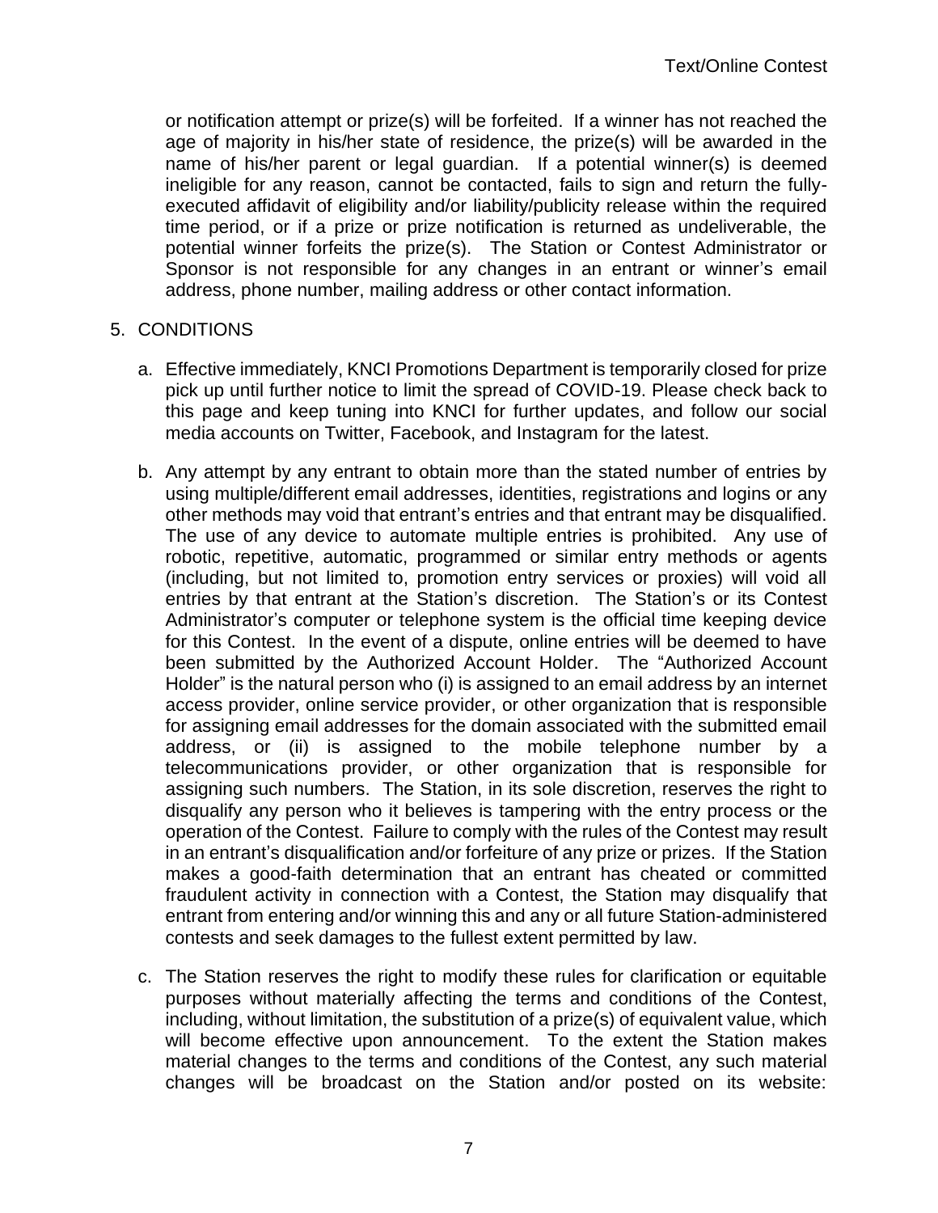or notification attempt or prize(s) will be forfeited. If a winner has not reached the age of majority in his/her state of residence, the prize(s) will be awarded in the name of his/her parent or legal guardian. If a potential winner(s) is deemed ineligible for any reason, cannot be contacted, fails to sign and return the fully-executed affidavit of eligibility and/or liability/publicity release within the required time period, or if a prize or prize notification is returned as undeliverable, the potential winner forfeits the prize(s). The Station or Contest Administrator or Sponsor is not responsible for any changes in an entrant or winner's email address, phone number, mailing address or other contact information.

5. CONDITIONS

   a. Effective immediately, KNCI Promotions Department is temporarily closed for prize pick up until further notice to limit the spread of COVID-19. Please check back to this page and keep tuning into KNCI for further updates, and follow our social media accounts on Twitter, Facebook, and Instagram for the latest.

   b. Any attempt by any entrant to obtain more than the stated number of entries by using multiple/different email addresses, identities, registrations and logins or any other methods may void that entrant's entries and that entrant may be disqualified. The use of any device to automate multiple entries is prohibited. Any use of robotic, repetitive, automatic, programmed or similar entry methods or agents (including, but not limited to, promotion entry services or proxies) will void all entries by that entrant at the Station's discretion. The Station's or its Contest Administrator's computer or telephone system is the official time keeping device for this Contest. In the event of a dispute, online entries will be deemed to have been submitted by the Authorized Account Holder. The "Authorized Account Holder" is the natural person who (i) is assigned to an email address by an internet access provider, online service provider, or other organization that is responsible for assigning email addresses for the domain associated with the submitted email address, or (ii) is assigned to the mobile telephone number by a telecommunications provider, or other organization that is responsible for assigning such numbers. The Station, in its sole discretion, reserves the right to disqualify any person who it believes is tampering with the entry process or the operation of the Contest. Failure to comply with the rules of the Contest may result in an entrant's disqualification and/or forfeiture of any prize or prizes. If the Station makes a good-faith determination that an entrant has cheated or committed fraudulent activity in connection with a Contest, the Station may disqualify that entrant from entering and/or winning this and any or all future Station-administered contests and seek damages to the fullest extent permitted by law.

   c. The Station reserves the right to modify these rules for clarification or equitable purposes without materially affecting the terms and conditions of the Contest, including, without limitation, the substitution of a prize(s) of equivalent value, which will become effective upon announcement. To the extent the Station makes material changes to the terms and conditions of the Contest, any such material changes will be broadcast on the Station and/or posted on its website: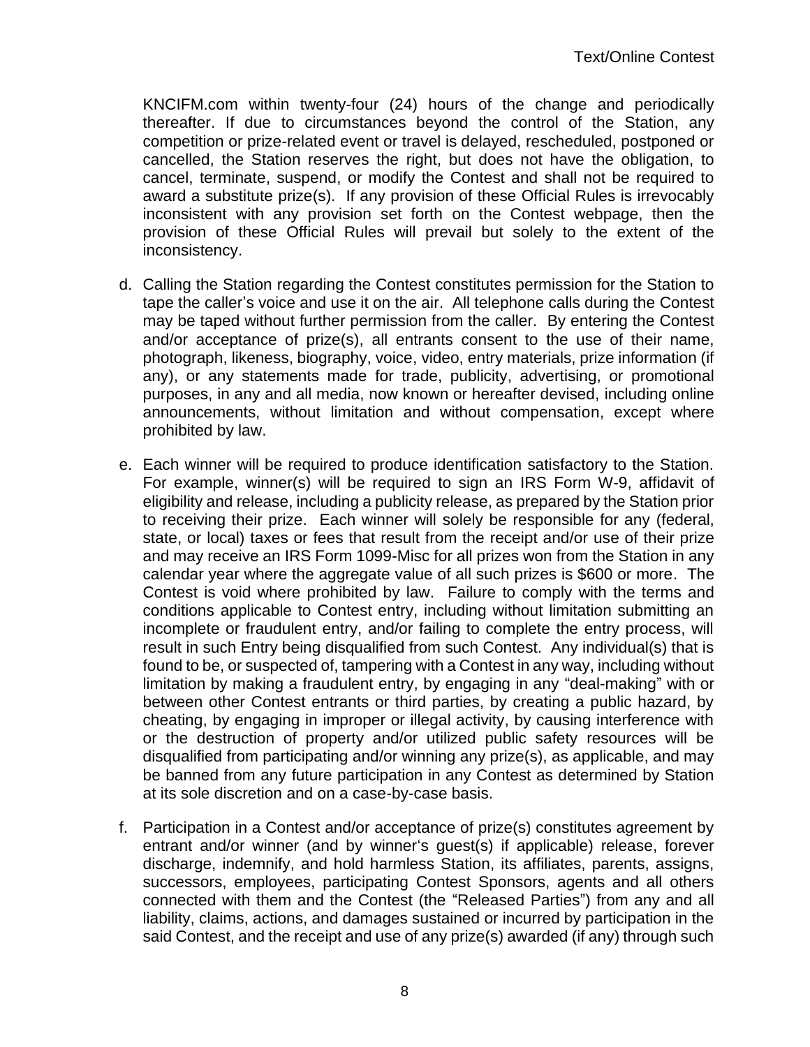KNCIFM.com within twenty-four (24) hours of the change and periodically thereafter. If due to circumstances beyond the control of the Station, any competition or prize-related event or travel is delayed, rescheduled, postponed or cancelled, the Station reserves the right, but does not have the obligation, to cancel, terminate, suspend, or modify the Contest and shall not be required to award a substitute prize(s). If any provision of these Official Rules is irrevocably inconsistent with any provision set forth on the Contest webpage, then the provision of these Official Rules will prevail but solely to the extent of the inconsistency.

d. Calling the Station regarding the Contest constitutes permission for the Station to tape the caller's voice and use it on the air. All telephone calls during the Contest may be taped without further permission from the caller. By entering the Contest and/or acceptance of prize(s), all entrants consent to the use of their name, photograph, likeness, biography, voice, video, entry materials, prize information (if any), or any statements made for trade, publicity, advertising, or promotional purposes, in any and all media, now known or hereafter devised, including online announcements, without limitation and without compensation, except where prohibited by law.

e. Each winner will be required to produce identification satisfactory to the Station. For example, winner(s) will be required to sign an IRS Form W-9, affidavit of eligibility and release, including a publicity release, as prepared by the Station prior to receiving their prize. Each winner will solely be responsible for any (federal, state, or local) taxes or fees that result from the receipt and/or use of their prize and may receive an IRS Form 1099-Misc for all prizes won from the Station in any calendar year where the aggregate value of all such prizes is $600 or more. The Contest is void where prohibited by law. Failure to comply with the terms and conditions applicable to Contest entry, including without limitation submitting an incomplete or fraudulent entry, and/or failing to complete the entry process, will result in such Entry being disqualified from such Contest. Any individual(s) that is found to be, or suspected of, tampering with a Contest in any way, including without limitation by making a fraudulent entry, by engaging in any "deal-making" with or between other Contest entrants or third parties, by creating a public hazard, by cheating, by engaging in improper or illegal activity, by causing interference with or the destruction of property and/or utilized public safety resources will be disqualified from participating and/or winning any prize(s), as applicable, and may be banned from any future participation in any Contest as determined by Station at its sole discretion and on a case-by-case basis.

f. Participation in a Contest and/or acceptance of prize(s) constitutes agreement by entrant and/or winner (and by winner's guest(s) if applicable) release, forever discharge, indemnify, and hold harmless Station, its affiliates, parents, assigns, successors, employees, participating Contest Sponsors, agents and all others connected with them and the Contest (the "Released Parties") from any and all liability, claims, actions, and damages sustained or incurred by participation in the said Contest, and the receipt and use of any prize(s) awarded (if any) through such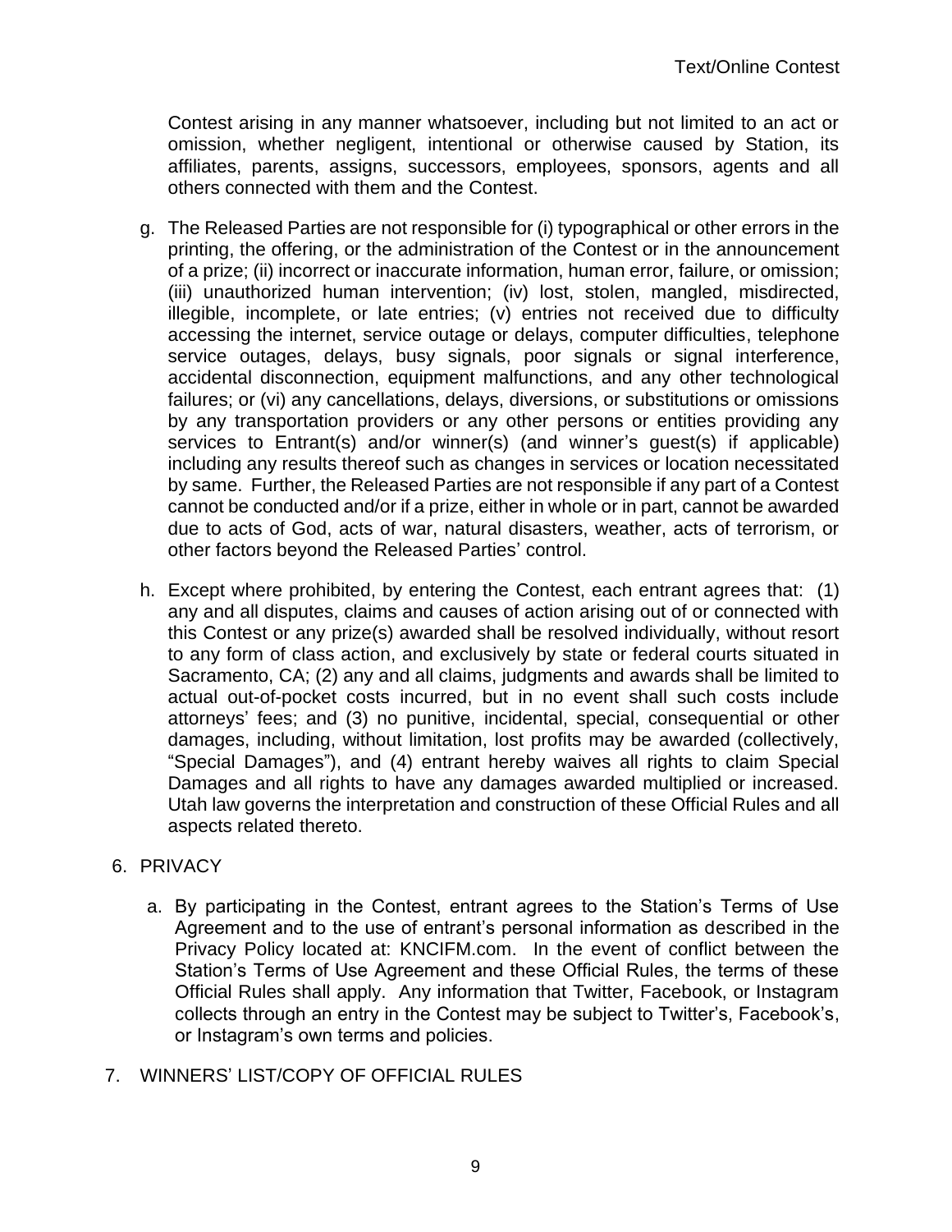Contest arising in any manner whatsoever, including but not limited to an act or omission, whether negligent, intentional or otherwise caused by Station, its affiliates, parents, assigns, successors, employees, sponsors, agents and all others connected with them and the Contest.

g. The Released Parties are not responsible for (i) typographical or other errors in the printing, the offering, or the administration of the Contest or in the announcement of a prize; (ii) incorrect or inaccurate information, human error, failure, or omission; (iii) unauthorized human intervention; (iv) lost, stolen, mangled, misdirected, illegible, incomplete, or late entries; (v) entries not received due to difficulty accessing the internet, service outage or delays, computer difficulties, telephone service outages, delays, busy signals, poor signals or signal interference, accidental disconnection, equipment malfunctions, and any other technological failures; or (vi) any cancellations, delays, diversions, or substitutions or omissions by any transportation providers or any other persons or entities providing any services to Entrant(s) and/or winner(s) (and winner's guest(s) if applicable) including any results thereof such as changes in services or location necessitated by same. Further, the Released Parties are not responsible if any part of a Contest cannot be conducted and/or if a prize, either in whole or in part, cannot be awarded due to acts of God, acts of war, natural disasters, weather, acts of terrorism, or other factors beyond the Released Parties' control.

h. Except where prohibited, by entering the Contest, each entrant agrees that: (1) any and all disputes, claims and causes of action arising out of or connected with this Contest or any prize(s) awarded shall be resolved individually, without resort to any form of class action, and exclusively by state or federal courts situated in Sacramento, CA; (2) any and all claims, judgments and awards shall be limited to actual out-of-pocket costs incurred, but in no event shall such costs include attorneys' fees; and (3) no punitive, incidental, special, consequential or other damages, including, without limitation, lost profits may be awarded (collectively, "Special Damages"), and (4) entrant hereby waives all rights to claim Special Damages and all rights to have any damages awarded multiplied or increased. Utah law governs the interpretation and construction of these Official Rules and all aspects related thereto.

6. PRIVACY

   a. By participating in the Contest, entrant agrees to the Station's Terms of Use Agreement and to the use of entrant's personal information as described in the Privacy Policy located at: KNCIFM.com. In the event of conflict between the Station's Terms of Use Agreement and these Official Rules, the terms of these Official Rules shall apply. Any information that Twitter, Facebook, or Instagram collects through an entry in the Contest may be subject to Twitter's, Facebook's, or Instagram's own terms and policies.

7. WINNERS' LIST/COPY OF OFFICIAL RULES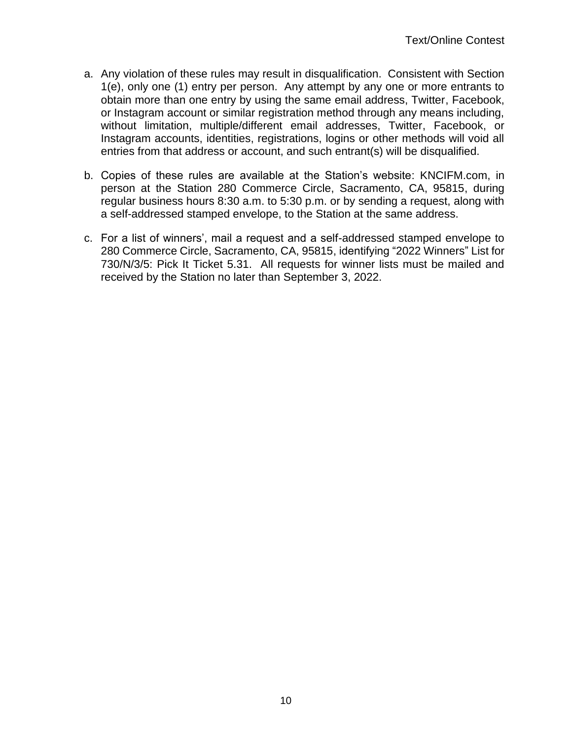a. Any violation of these rules may result in disqualification. Consistent with Section 1(e), only one (1) entry per person. Any attempt by any one or more entrants to obtain more than one entry by using the same email address, Twitter, Facebook, or Instagram account or similar registration method through any means including, without limitation, multiple/different email addresses, Twitter, Facebook, or Instagram accounts, identities, registrations, logins or other methods will void all entries from that address or account, and such entrant(s) will be disqualified.

b. Copies of these rules are available at the Station's website: KNCIFM.com, in person at the Station 280 Commerce Circle, Sacramento, CA, 95815, during regular business hours 8:30 a.m. to 5:30 p.m. or by sending a request, along with a self-addressed stamped envelope, to the Station at the same address.

c. For a list of winners', mail a request and a self-addressed stamped envelope to 280 Commerce Circle, Sacramento, CA, 95815, identifying "2022 Winners" List for 730/N/3/5: Pick It Ticket 5.31. All requests for winner lists must be mailed and received by the Station no later than September 3, 2022.